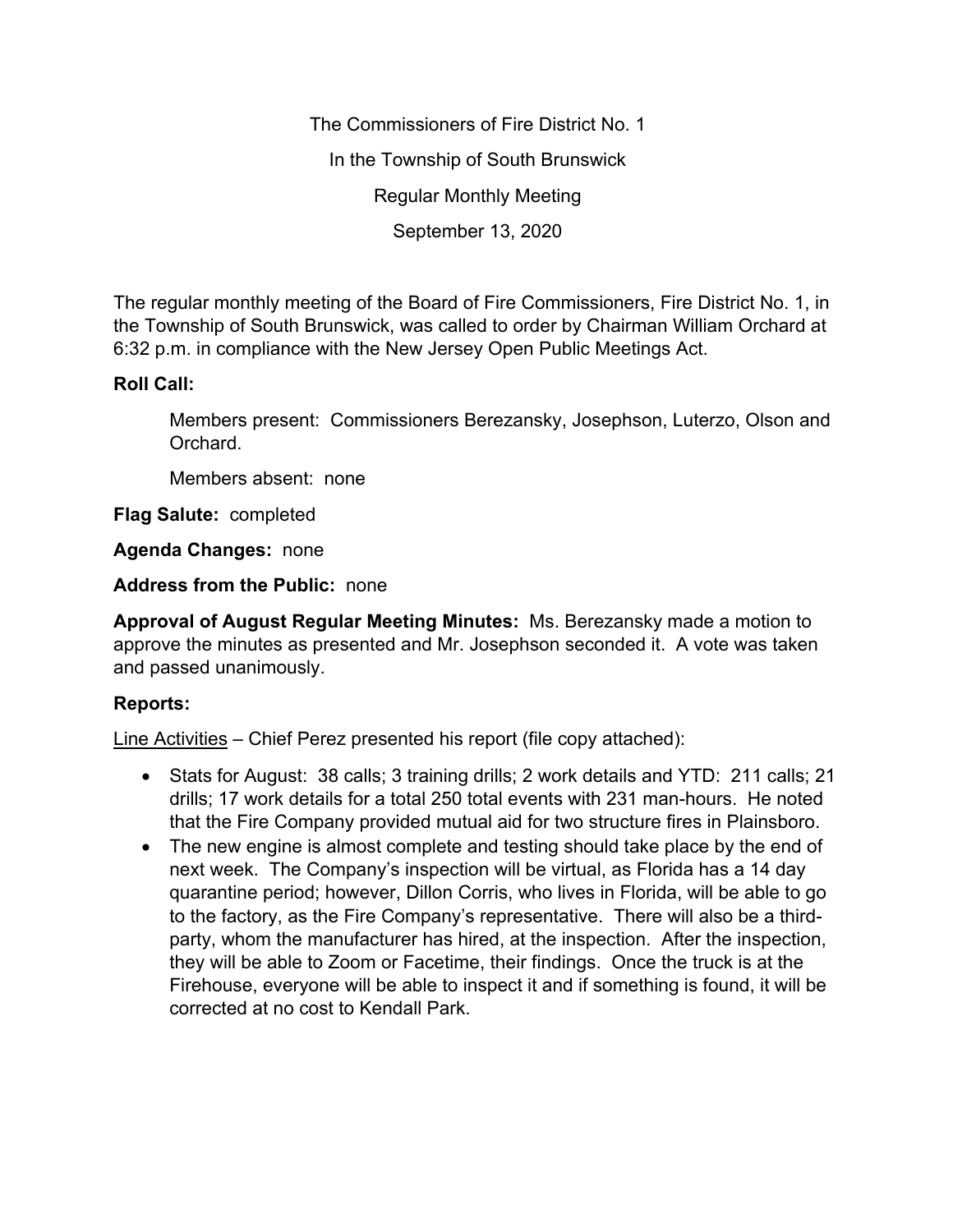The Commissioners of Fire District No. 1

In the Township of South Brunswick

Regular Monthly Meeting

September 13, 2020

The regular monthly meeting of the Board of Fire Commissioners, Fire District No. 1, in the Township of South Brunswick, was called to order by Chairman William Orchard at 6:32 p.m. in compliance with the New Jersey Open Public Meetings Act.

**Roll Call:**

Members present: Commissioners Berezansky, Josephson, Luterzo, Olson and Orchard.

Members absent: none

**Flag Salute:** completed

**Agenda Changes:** none

**Address from the Public:** none

**Approval of August Regular Meeting Minutes:** Ms. Berezansky made a motion to approve the minutes as presented and Mr. Josephson seconded it. A vote was taken and passed unanimously.

**Reports:**

<u>Line Activities</u> – Chief Perez presented his report (file copy attached):

- Stats for August: 38 calls; 3 training drills; 2 work details and YTD: 211 calls; 21 drills; 17 work details for a total 250 total events with 231 man-hours. He noted that the Fire Company provided mutual aid for two structure fires in Plainsboro.
- The new engine is almost complete and testing should take place by the end of next week. The Company's inspection will be virtual, as Florida has a 14 day quarantine period; however, Dillon Corris, who lives in Florida, will be able to go to the factory, as the Fire Company's representative. There will also be a third-party, whom the manufacturer has hired, at the inspection. After the inspection, they will be able to Zoom or Facetime, their findings. Once the truck is at the Firehouse, everyone will be able to inspect it and if something is found, it will be corrected at no cost to Kendall Park.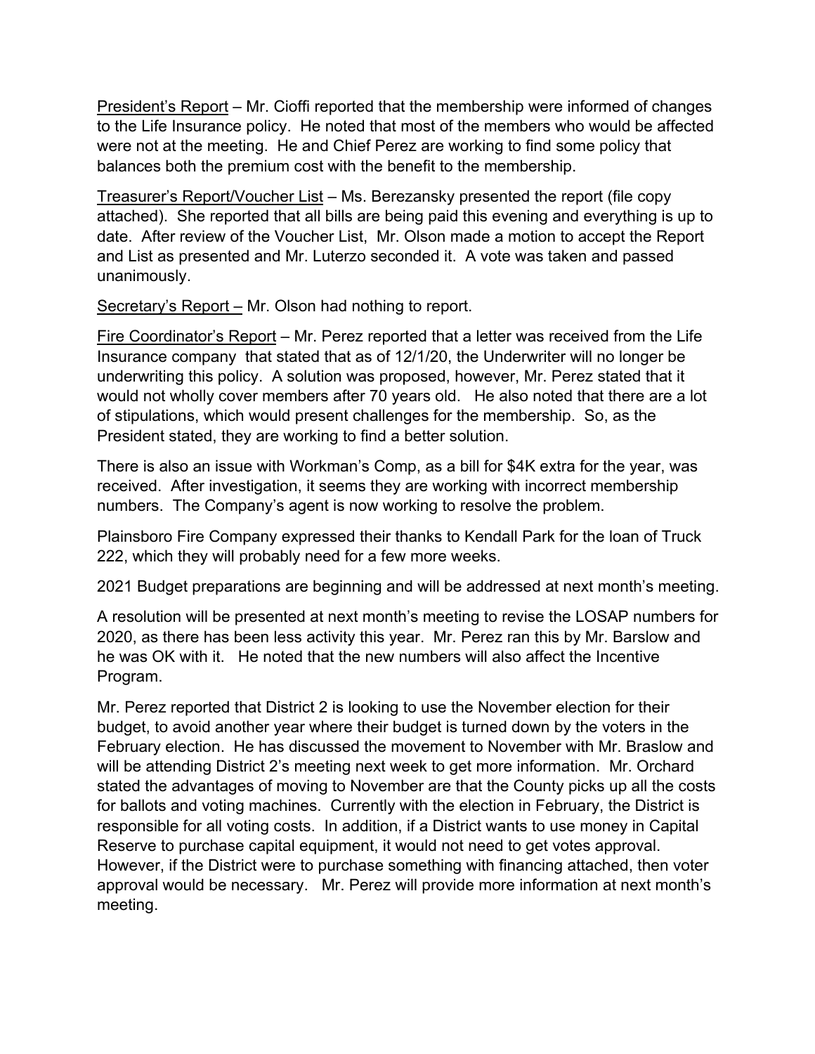<u>President's Report</u> – Mr. Cioffi reported that the membership were informed of changes to the Life Insurance policy. He noted that most of the members who would be affected were not at the meeting. He and Chief Perez are working to find some policy that balances both the premium cost with the benefit to the membership.

<u>Treasurer's Report/Voucher List</u> – Ms. Berezansky presented the report (file copy attached). She reported that all bills are being paid this evening and everything is up to date. After review of the Voucher List, Mr. Olson made a motion to accept the Report and List as presented and Mr. Luterzo seconded it. A vote was taken and passed unanimously.

<u>Secretary's Report –</u> Mr. Olson had nothing to report.

<u>Fire Coordinator's Report</u> – Mr. Perez reported that a letter was received from the Life Insurance company that stated that as of 12/1/20, the Underwriter will no longer be underwriting this policy. A solution was proposed, however, Mr. Perez stated that it would not wholly cover members after 70 years old. He also noted that there are a lot of stipulations, which would present challenges for the membership. So, as the President stated, they are working to find a better solution.

There is also an issue with Workman's Comp, as a bill for $4K extra for the year, was received. After investigation, it seems they are working with incorrect membership numbers. The Company's agent is now working to resolve the problem.

Plainsboro Fire Company expressed their thanks to Kendall Park for the loan of Truck 222, which they will probably need for a few more weeks.

2021 Budget preparations are beginning and will be addressed at next month's meeting.

A resolution will be presented at next month's meeting to revise the LOSAP numbers for 2020, as there has been less activity this year. Mr. Perez ran this by Mr. Barslow and he was OK with it. He noted that the new numbers will also affect the Incentive Program.

Mr. Perez reported that District 2 is looking to use the November election for their budget, to avoid another year where their budget is turned down by the voters in the February election. He has discussed the movement to November with Mr. Braslow and will be attending District 2's meeting next week to get more information. Mr. Orchard stated the advantages of moving to November are that the County picks up all the costs for ballots and voting machines. Currently with the election in February, the District is responsible for all voting costs. In addition, if a District wants to use money in Capital Reserve to purchase capital equipment, it would not need to get votes approval. However, if the District were to purchase something with financing attached, then voter approval would be necessary. Mr. Perez will provide more information at next month's meeting.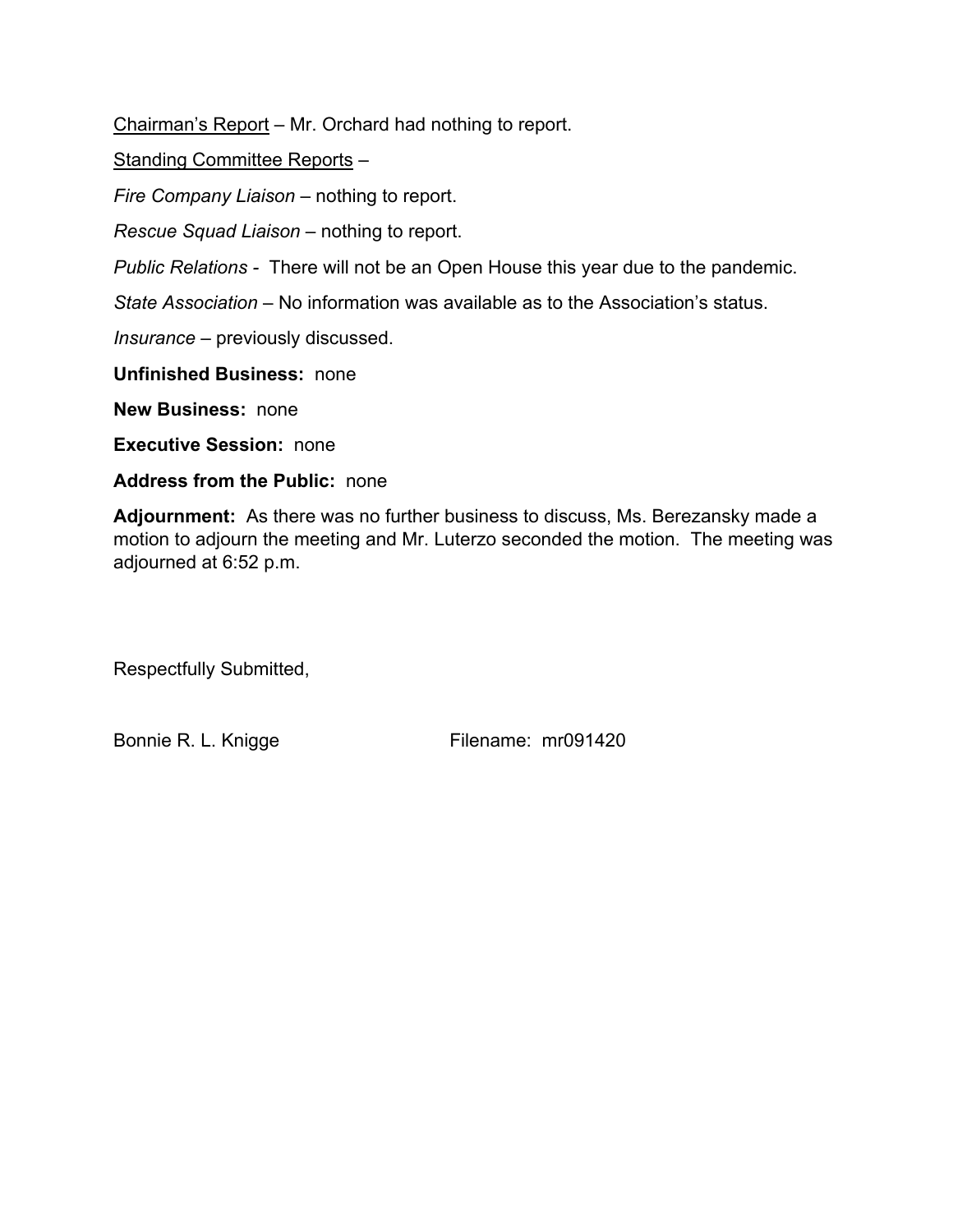<u>Chairman's Report</u> – Mr. Orchard had nothing to report.

<u>Standing Committee Reports</u> –

*Fire Company Liaison* – nothing to report.

*Rescue Squad Liaison* – nothing to report.

*Public Relations* - There will not be an Open House this year due to the pandemic.

*State Association* – No information was available as to the Association's status.

*Insurance* – previously discussed.

**Unfinished Business:** none

**New Business:** none

**Executive Session:** none

**Address from the Public:** none

**Adjournment:** As there was no further business to discuss, Ms. Berezansky made a motion to adjourn the meeting and Mr. Luterzo seconded the motion. The meeting was adjourned at 6:52 p.m.

Respectfully Submitted,

Bonnie R. L. Knigge

Filename: mr091420